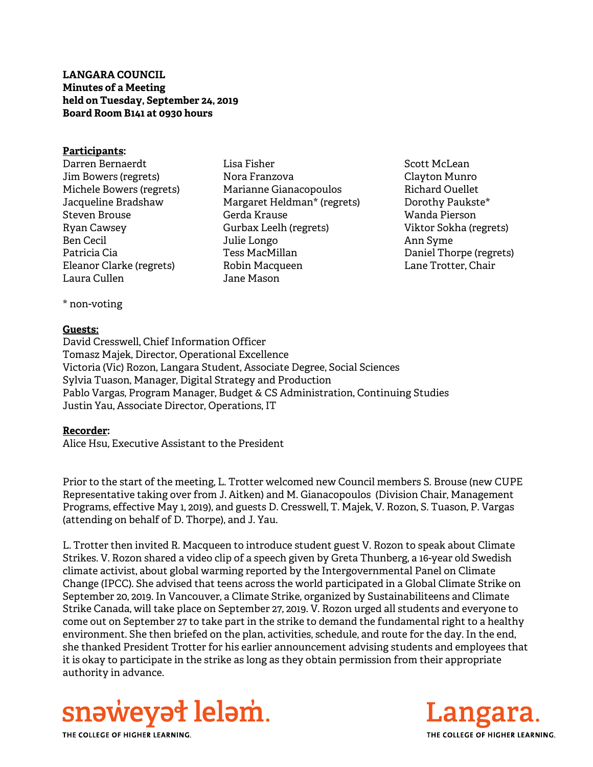**LANGARA COUNCIL**
**Minutes of a Meeting**
**held on Tuesday, September 24, 2019**
**Board Room B141 at 0930 hours**

**Participants:**

Darren Bernaerdt
Jim Bowers (regrets)
Michele Bowers (regrets)
Jacqueline Bradshaw
Steven Brouse
Ryan Cawsey
Ben Cecil
Patricia Cia
Eleanor Clarke (regrets)
Laura Cullen
Lisa Fisher
Nora Franzova
Marianne Gianacopoulos
Margaret Heldman* (regrets)
Gerda Krause
Gurbax Leelh (regrets)
Julie Longo
Tess MacMillan
Robin Macqueen
Jane Mason
Scott McLean
Clayton Munro
Richard Ouellet
Dorothy Paukste*
Wanda Pierson
Viktor Sokha (regrets)
Ann Syme
Daniel Thorpe (regrets)
Lane Trotter, Chair

\* non-voting

**Guests:**

David Cresswell, Chief Information Officer
Tomasz Majek, Director, Operational Excellence
Victoria (Vic) Rozon, Langara Student, Associate Degree, Social Sciences
Sylvia Tuason, Manager, Digital Strategy and Production
Pablo Vargas, Program Manager, Budget & CS Administration, Continuing Studies
Justin Yau, Associate Director, Operations, IT

**Recorder:**

Alice Hsu, Executive Assistant to the President

Prior to the start of the meeting, L. Trotter welcomed new Council members S. Brouse (new CUPE Representative taking over from J. Aitken) and M. Gianacopoulos (Division Chair, Management Programs, effective May 1, 2019), and guests D. Cresswell, T. Majek, V. Rozon, S. Tuason, P. Vargas (attending on behalf of D. Thorpe), and J. Yau.

L. Trotter then invited R. Macqueen to introduce student guest V. Rozon to speak about Climate Strikes. V. Rozon shared a video clip of a speech given by Greta Thunberg, a 16-year old Swedish climate activist, about global warming reported by the Intergovernmental Panel on Climate Change (IPCC). She advised that teens across the world participated in a Global Climate Strike on September 20, 2019. In Vancouver, a Climate Strike, organized by Sustainabiliteens and Climate Strike Canada, will take place on September 27, 2019. V. Rozon urged all students and everyone to come out on September 27 to take part in the strike to demand the fundamental right to a healthy environment. She then briefed on the plan, activities, schedule, and route for the day. In the end, she thanked President Trotter for his earlier announcement advising students and employees that it is okay to participate in the strike as long as they obtain permission from their appropriate authority in advance.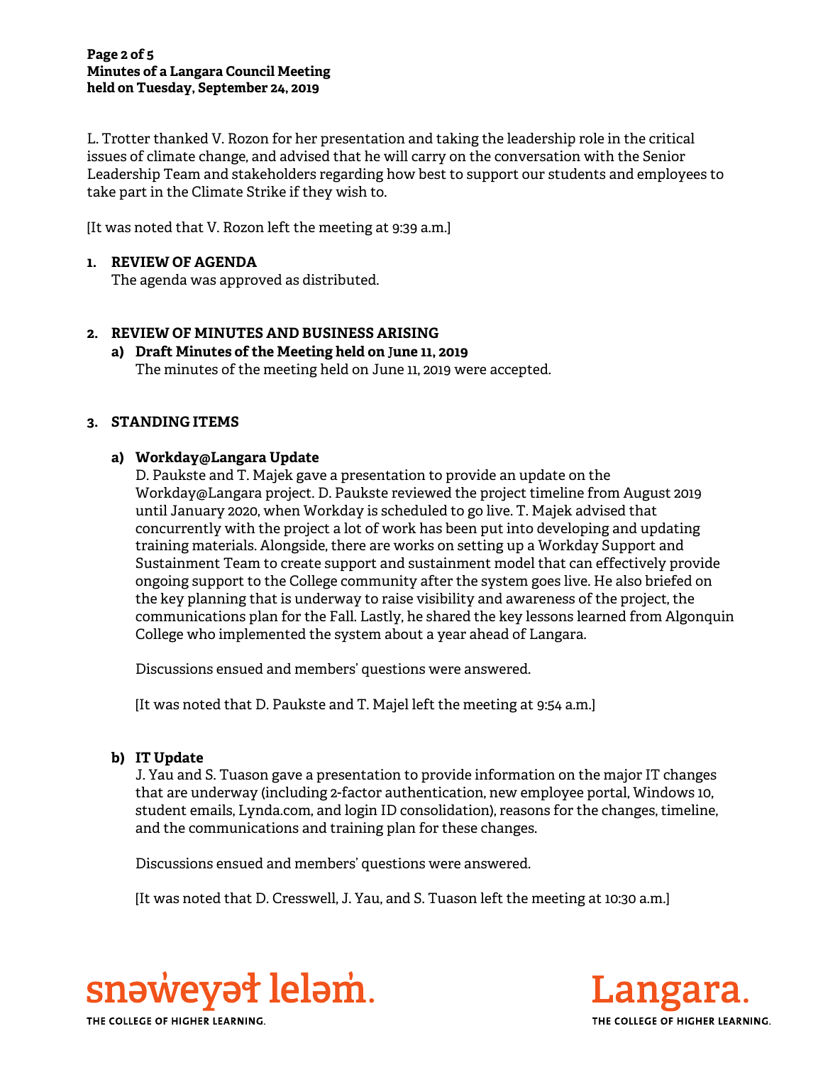L. Trotter thanked V. Rozon for her presentation and taking the leadership role in the critical issues of climate change, and advised that he will carry on the conversation with the Senior Leadership Team and stakeholders regarding how best to support our students and employees to take part in the Climate Strike if they wish to.

[It was noted that V. Rozon left the meeting at 9:39 a.m.]

**1. REVIEW OF AGENDA**

The agenda was approved as distributed.

**2. REVIEW OF MINUTES AND BUSINESS ARISING**

**a) Draft Minutes of the Meeting held on June 11, 2019**

The minutes of the meeting held on June 11, 2019 were accepted.

**3. STANDING ITEMS**

**a) Workday@Langara Update**

D. Paukste and T. Majek gave a presentation to provide an update on the Workday@Langara project. D. Paukste reviewed the project timeline from August 2019 until January 2020, when Workday is scheduled to go live. T. Majek advised that concurrently with the project a lot of work has been put into developing and updating training materials. Alongside, there are works on setting up a Workday Support and Sustainment Team to create support and sustainment model that can effectively provide ongoing support to the College community after the system goes live. He also briefed on the key planning that is underway to raise visibility and awareness of the project, the communications plan for the Fall. Lastly, he shared the key lessons learned from Algonquin College who implemented the system about a year ahead of Langara.

Discussions ensued and members' questions were answered.

[It was noted that D. Paukste and T. Majel left the meeting at 9:54 a.m.]

**b) IT Update**

J. Yau and S. Tuason gave a presentation to provide information on the major IT changes that are underway (including 2-factor authentication, new employee portal, Windows 10, student emails, Lynda.com, and login ID consolidation), reasons for the changes, timeline, and the communications and training plan for these changes.

Discussions ensued and members' questions were answered.

[It was noted that D. Cresswell, J. Yau, and S. Tuason left the meeting at 10:30 a.m.]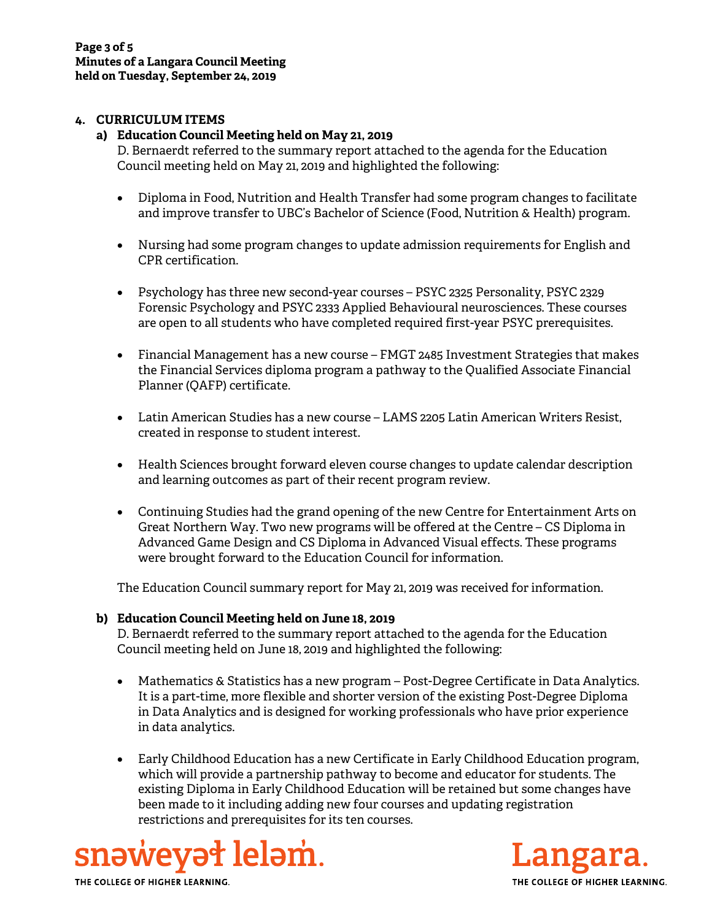## 4. CURRICULUM ITEMS

### a) Education Council Meeting held on May 21, 2019

D. Bernaerdt referred to the summary report attached to the agenda for the Education Council meeting held on May 21, 2019 and highlighted the following:

- Diploma in Food, Nutrition and Health Transfer had some program changes to facilitate and improve transfer to UBC's Bachelor of Science (Food, Nutrition & Health) program.
- Nursing had some program changes to update admission requirements for English and CPR certification.
- Psychology has three new second-year courses – PSYC 2325 Personality, PSYC 2329 Forensic Psychology and PSYC 2333 Applied Behavioural neurosciences. These courses are open to all students who have completed required first-year PSYC prerequisites.
- Financial Management has a new course – FMGT 2485 Investment Strategies that makes the Financial Services diploma program a pathway to the Qualified Associate Financial Planner (QAFP) certificate.
- Latin American Studies has a new course – LAMS 2205 Latin American Writers Resist, created in response to student interest.
- Health Sciences brought forward eleven course changes to update calendar description and learning outcomes as part of their recent program review.
- Continuing Studies had the grand opening of the new Centre for Entertainment Arts on Great Northern Way. Two new programs will be offered at the Centre – CS Diploma in Advanced Game Design and CS Diploma in Advanced Visual effects. These programs were brought forward to the Education Council for information.

The Education Council summary report for May 21, 2019 was received for information.

### b) Education Council Meeting held on June 18, 2019

D. Bernaerdt referred to the summary report attached to the agenda for the Education Council meeting held on June 18, 2019 and highlighted the following:

- Mathematics & Statistics has a new program – Post-Degree Certificate in Data Analytics. It is a part-time, more flexible and shorter version of the existing Post-Degree Diploma in Data Analytics and is designed for working professionals who have prior experience in data analytics.
- Early Childhood Education has a new Certificate in Early Childhood Education program, which will provide a partnership pathway to become and educator for students. The existing Diploma in Early Childhood Education will be retained but some changes have been made to it including adding new four courses and updating registration restrictions and prerequisites for its ten courses.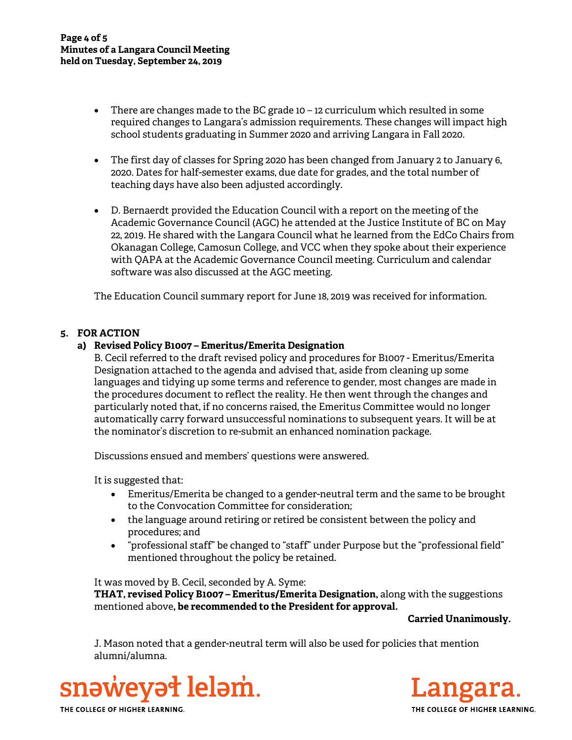- There are changes made to the BC grade 10 – 12 curriculum which resulted in some required changes to Langara's admission requirements. These changes will impact high school students graduating in Summer 2020 and arriving Langara in Fall 2020.

- The first day of classes for Spring 2020 has been changed from January 2 to January 6, 2020. Dates for half-semester exams, due date for grades, and the total number of teaching days have also been adjusted accordingly.

- D. Bernaerdt provided the Education Council with a report on the meeting of the Academic Governance Council (AGC) he attended at the Justice Institute of BC on May 22, 2019. He shared with the Langara Council what he learned from the EdCo Chairs from Okanagan College, Camosun College, and VCC when they spoke about their experience with QAPA at the Academic Governance Council meeting. Curriculum and calendar software was also discussed at the AGC meeting.

The Education Council summary report for June 18, 2019 was received for information.

## 5. FOR ACTION

### a) Revised Policy B1007 – Emeritus/Emerita Designation

B. Cecil referred to the draft revised policy and procedures for B1007 - Emeritus/Emerita Designation attached to the agenda and advised that, aside from cleaning up some languages and tidying up some terms and reference to gender, most changes are made in the procedures document to reflect the reality. He then went through the changes and particularly noted that, if no concerns raised, the Emeritus Committee would no longer automatically carry forward unsuccessful nominations to subsequent years. It will be at the nominator's discretion to re-submit an enhanced nomination package.

Discussions ensued and members' questions were answered.

It is suggested that:

- Emeritus/Emerita be changed to a gender-neutral term and the same to be brought to the Convocation Committee for consideration;
- the language around retiring or retired be consistent between the policy and procedures; and
- "professional staff" be changed to "staff" under Purpose but the "professional field" mentioned throughout the policy be retained.

It was moved by B. Cecil, seconded by A. Syme:
**THAT, revised Policy B1007 – Emeritus/Emerita Designation,** along with the suggestions mentioned above**, be recommended to the President for approval.**

**Carried Unanimously.**

J. Mason noted that a gender-neutral term will also be used for policies that mention alumni/alumna.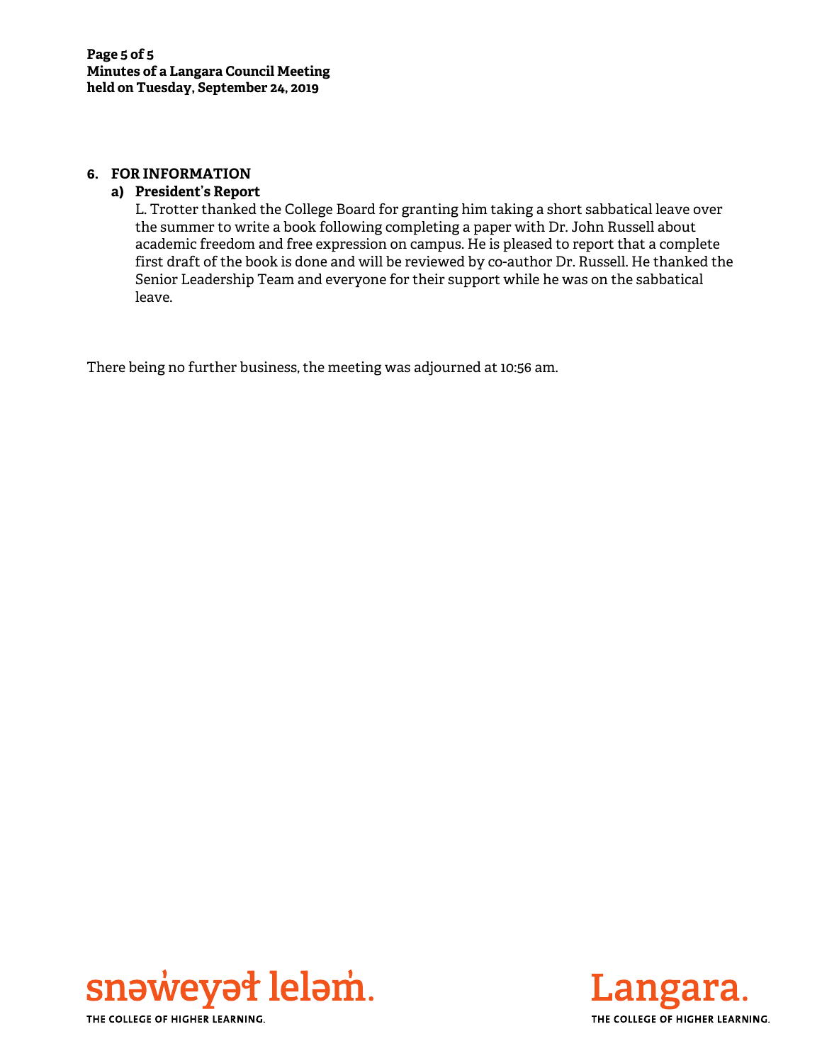## 6. FOR INFORMATION

### a) President's Report

L. Trotter thanked the College Board for granting him taking a short sabbatical leave over the summer to write a book following completing a paper with Dr. John Russell about academic freedom and free expression on campus. He is pleased to report that a complete first draft of the book is done and will be reviewed by co-author Dr. Russell. He thanked the Senior Leadership Team and everyone for their support while he was on the sabbatical leave.

There being no further business, the meeting was adjourned at 10:56 am.